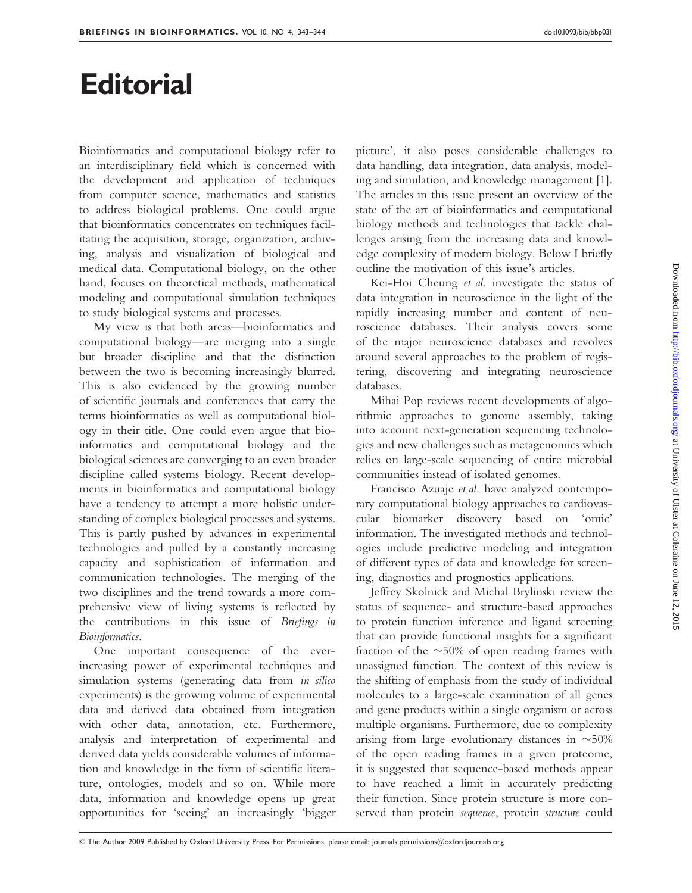# Editorial

Bioinformatics and computational biology refer to an interdisciplinary field which is concerned with the development and application of techniques from computer science, mathematics and statistics to address biological problems. One could argue that bioinformatics concentrates on techniques facilitating the acquisition, storage, organization, archiving, analysis and visualization of biological and medical data. Computational biology, on the other hand, focuses on theoretical methods, mathematical modeling and computational simulation techniques to study biological systems and processes.

My view is that both areas—bioinformatics and computational biology—are merging into a single but broader discipline and that the distinction between the two is becoming increasingly blurred. This is also evidenced by the growing number of scientific journals and conferences that carry the terms bioinformatics as well as computational biology in their title. One could even argue that bioinformatics and computational biology and the biological sciences are converging to an even broader discipline called systems biology. Recent developments in bioinformatics and computational biology have a tendency to attempt a more holistic understanding of complex biological processes and systems. This is partly pushed by advances in experimental technologies and pulled by a constantly increasing capacity and sophistication of information and communication technologies. The merging of the two disciplines and the trend towards a more comprehensive view of living systems is reflected by the contributions in this issue of *Briefings in Bioinformatics*.

One important consequence of the ever-increasing power of experimental techniques and simulation systems (generating data from *in silico* experiments) is the growing volume of experimental data and derived data obtained from integration with other data, annotation, etc. Furthermore, analysis and interpretation of experimental and derived data yields considerable volumes of information and knowledge in the form of scientific literature, ontologies, models and so on. While more data, information and knowledge opens up great opportunities for 'seeing' an increasingly 'bigger picture', it also poses considerable challenges to data handling, data integration, data analysis, modeling and simulation, and knowledge management [1]. The articles in this issue present an overview of the state of the art of bioinformatics and computational biology methods and technologies that tackle challenges arising from the increasing data and knowledge complexity of modern biology. Below I briefly outline the motivation of this issue's articles.

Kei-Hoi Cheung *et al*. investigate the status of data integration in neuroscience in the light of the rapidly increasing number and content of neuroscience databases. Their analysis covers some of the major neuroscience databases and revolves around several approaches to the problem of registering, discovering and integrating neuroscience databases.

Mihai Pop reviews recent developments of algorithmic approaches to genome assembly, taking into account next-generation sequencing technologies and new challenges such as metagenomics which relies on large-scale sequencing of entire microbial communities instead of isolated genomes.

Francisco Azuaje *et al*. have analyzed contemporary computational biology approaches to cardiovascular biomarker discovery based on 'omic' information. The investigated methods and technologies include predictive modeling and integration of different types of data and knowledge for screening, diagnostics and prognostics applications.

Jeffrey Skolnick and Michal Brylinski review the status of sequence- and structure-based approaches to protein function inference and ligand screening that can provide functional insights for a significant fraction of the ~50% of open reading frames with unassigned function. The context of this review is the shifting of emphasis from the study of individual molecules to a large-scale examination of all genes and gene products within a single organism or across multiple organisms. Furthermore, due to complexity arising from large evolutionary distances in ~50% of the open reading frames in a given proteome, it is suggested that sequence-based methods appear to have reached a limit in accurately predicting their function. Since protein structure is more conserved than protein *sequence*, protein *structure* could

© The Author 2009. Published by Oxford University Press. For Permissions, please email: journals.permissions@oxfordjournals.org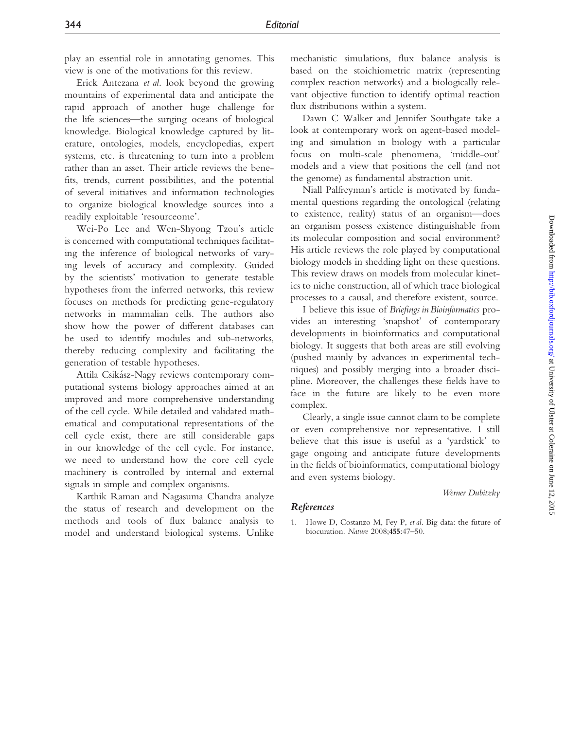play an essential role in annotating genomes. This view is one of the motivations for this review.

Erick Antezana *et al*. look beyond the growing mountains of experimental data and anticipate the rapid approach of another huge challenge for the life sciences—the surging oceans of biological knowledge. Biological knowledge captured by literature, ontologies, models, encyclopedias, expert systems, etc. is threatening to turn into a problem rather than an asset. Their article reviews the benefits, trends, current possibilities, and the potential of several initiatives and information technologies to organize biological knowledge sources into a readily exploitable 'resourceome'.

Wei-Po Lee and Wen-Shyong Tzou's article is concerned with computational techniques facilitating the inference of biological networks of varying levels of accuracy and complexity. Guided by the scientists' motivation to generate testable hypotheses from the inferred networks, this review focuses on methods for predicting gene-regulatory networks in mammalian cells. The authors also show how the power of different databases can be used to identify modules and sub-networks, thereby reducing complexity and facilitating the generation of testable hypotheses.

Attila Csikász-Nagy reviews contemporary computational systems biology approaches aimed at an improved and more comprehensive understanding of the cell cycle. While detailed and validated mathematical and computational representations of the cell cycle exist, there are still considerable gaps in our knowledge of the cell cycle. For instance, we need to understand how the core cell cycle machinery is controlled by internal and external signals in simple and complex organisms.

Karthik Raman and Nagasuma Chandra analyze the status of research and development on the methods and tools of flux balance analysis to model and understand biological systems. Unlike mechanistic simulations, flux balance analysis is based on the stoichiometric matrix (representing complex reaction networks) and a biologically relevant objective function to identify optimal reaction flux distributions within a system.

Dawn C Walker and Jennifer Southgate take a look at contemporary work on agent-based modeling and simulation in biology with a particular focus on multi-scale phenomena, 'middle-out' models and a view that positions the cell (and not the genome) as fundamental abstraction unit.

Niall Palfreyman's article is motivated by fundamental questions regarding the ontological (relating to existence, reality) status of an organism—does an organism possess existence distinguishable from its molecular composition and social environment? His article reviews the role played by computational biology models in shedding light on these questions. This review draws on models from molecular kinetics to niche construction, all of which trace biological processes to a causal, and therefore existent, source.

I believe this issue of *Briefings in Bioinformatics* provides an interesting 'snapshot' of contemporary developments in bioinformatics and computational biology. It suggests that both areas are still evolving (pushed mainly by advances in experimental techniques) and possibly merging into a broader discipline. Moreover, the challenges these fields have to face in the future are likely to be even more complex.

Clearly, a single issue cannot claim to be complete or even comprehensive nor representative. I still believe that this issue is useful as a 'yardstick' to gage ongoing and anticipate future developments in the fields of bioinformatics, computational biology and even systems biology.

*Werner Dubitzky*

## References

1. Howe D, Costanzo M, Fey P, *et al*. Big data: the future of biocuration. *Nature* 2008;**455**:47–50.